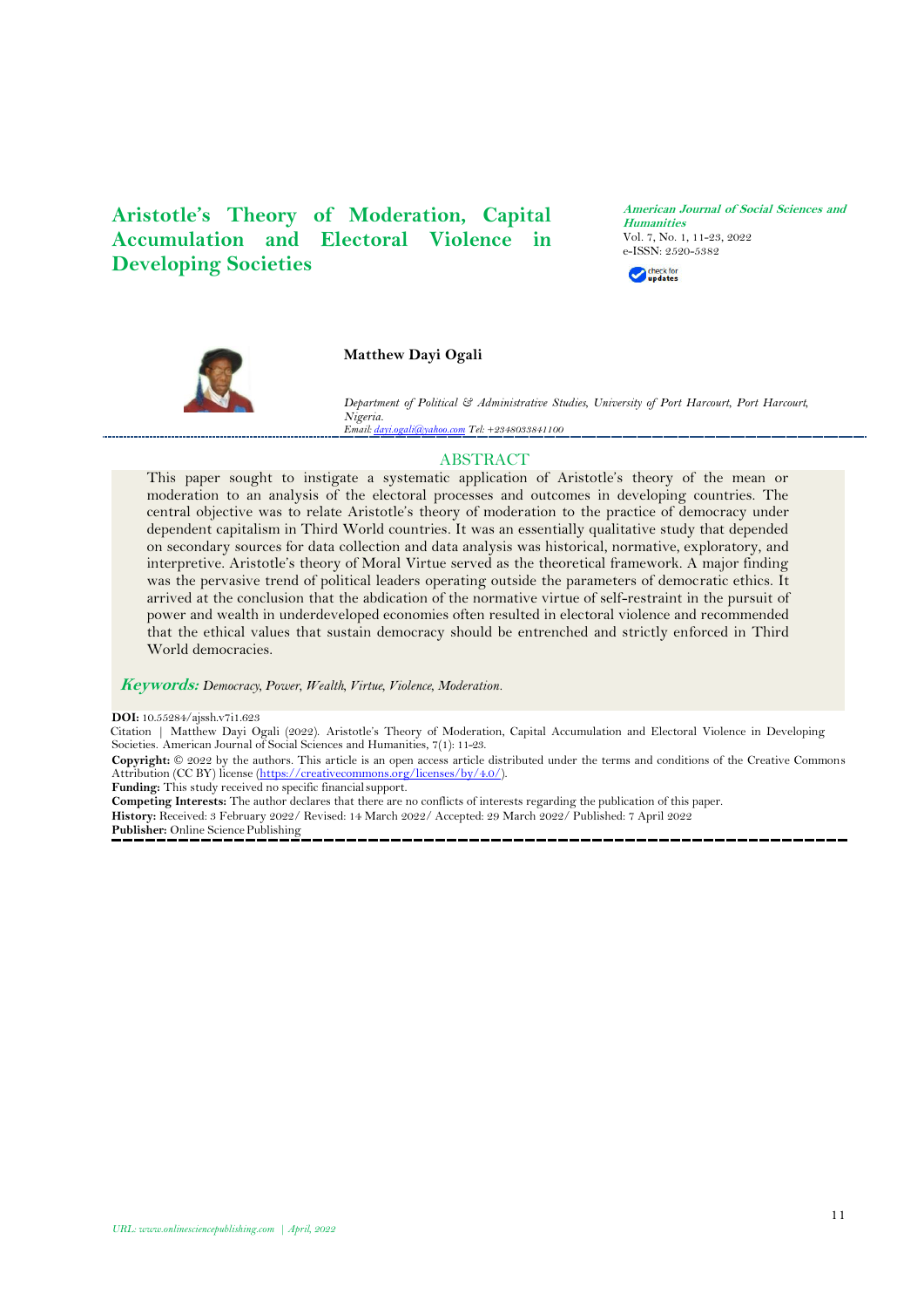# Aristotle's Theory of Moderation, Capital Accumulation and Electoral Violence in Developing Societies

*American Journal of Social Sciences and Humanities*
Vol. 7, No. 1, 11-23, 2022
e-ISSN: 2520-5382

**Matthew Dayi Ogali**

*Department of Political & Administrative Studies, University of Port Harcourt, Port Harcourt, Nigeria.*
*Email: dayi.ogali@yahoo.com Tel: +2348033841100*

## ABSTRACT

This paper sought to instigate a systematic application of Aristotle's theory of the mean or moderation to an analysis of the electoral processes and outcomes in developing countries. The central objective was to relate Aristotle's theory of moderation to the practice of democracy under dependent capitalism in Third World countries. It was an essentially qualitative study that depended on secondary sources for data collection and data analysis was historical, normative, exploratory, and interpretive. Aristotle's theory of Moral Virtue served as the theoretical framework. A major finding was the pervasive trend of political leaders operating outside the parameters of democratic ethics. It arrived at the conclusion that the abdication of the normative virtue of self-restraint in the pursuit of power and wealth in underdeveloped economies often resulted in electoral violence and recommended that the ethical values that sustain democracy should be entrenched and strictly enforced in Third World democracies.

***Keywords:*** *Democracy, Power, Wealth, Virtue, Violence, Moderation.*

**DOI:** 10.55284/ajssh.v7i1.623

Citation | Matthew Dayi Ogali (2022). Aristotle's Theory of Moderation, Capital Accumulation and Electoral Violence in Developing Societies. American Journal of Social Sciences and Humanities, 7(1): 11-23.

**Copyright:** © 2022 by the authors. This article is an open access article distributed under the terms and conditions of the Creative Commons Attribution (CC BY) license (https://creativecommons.org/licenses/by/4.0/).

**Funding:** This study received no specific financial support.

**Competing Interests:** The author declares that there are no conflicts of interests regarding the publication of this paper.

**History:** Received: 3 February 2022/ Revised: 14 March 2022/ Accepted: 29 March 2022/ Published: 7 April 2022

**Publisher:** Online Science Publishing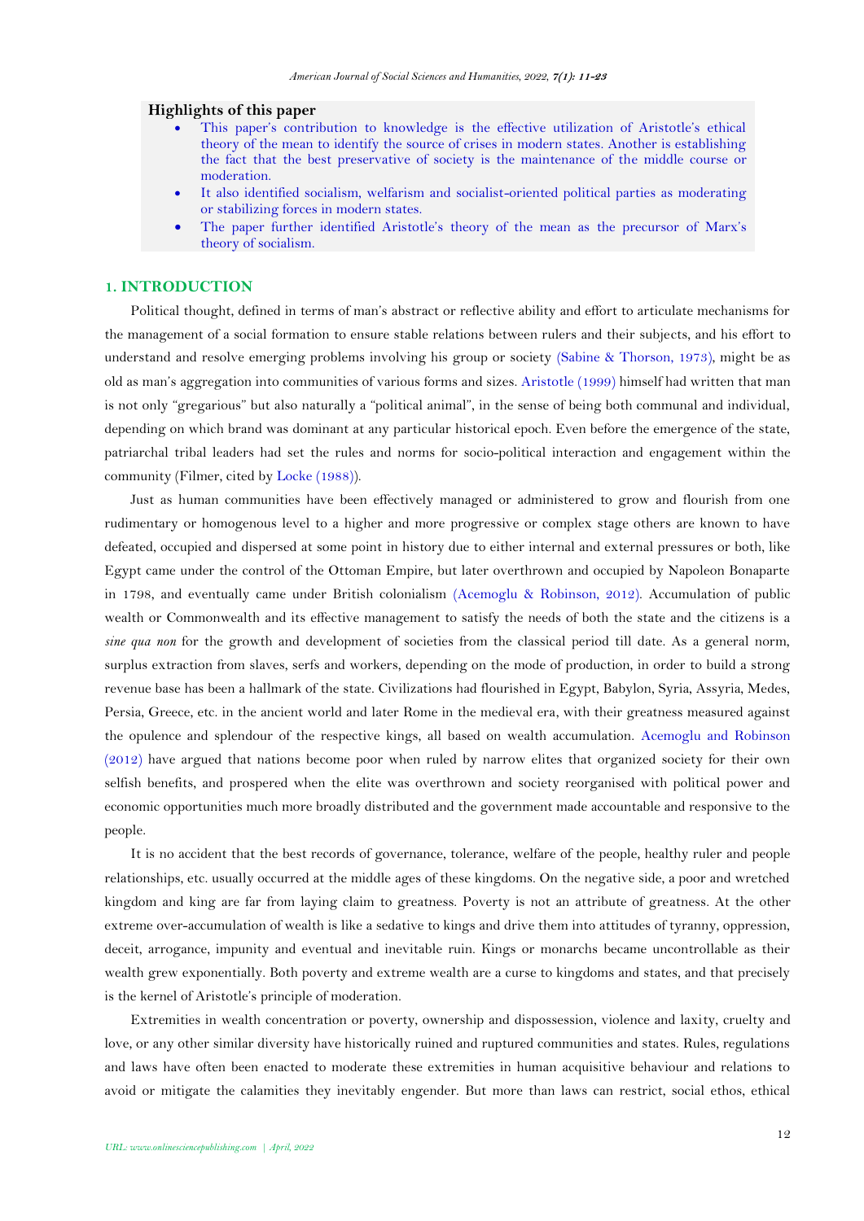## Highlights of this paper

- This paper's contribution to knowledge is the effective utilization of Aristotle's ethical theory of the mean to identify the source of crises in modern states. Another is establishing the fact that the best preservative of society is the maintenance of the middle course or moderation.
- It also identified socialism, welfarism and socialist-oriented political parties as moderating or stabilizing forces in modern states.
- The paper further identified Aristotle's theory of the mean as the precursor of Marx's theory of socialism.

## 1. INTRODUCTION

Political thought, defined in terms of man's abstract or reflective ability and effort to articulate mechanisms for the management of a social formation to ensure stable relations between rulers and their subjects, and his effort to understand and resolve emerging problems involving his group or society (Sabine & Thorson, 1973), might be as old as man's aggregation into communities of various forms and sizes. Aristotle (1999) himself had written that man is not only "gregarious" but also naturally a "political animal", in the sense of being both communal and individual, depending on which brand was dominant at any particular historical epoch. Even before the emergence of the state, patriarchal tribal leaders had set the rules and norms for socio-political interaction and engagement within the community (Filmer, cited by Locke (1988)).

Just as human communities have been effectively managed or administered to grow and flourish from one rudimentary or homogenous level to a higher and more progressive or complex stage others are known to have defeated, occupied and dispersed at some point in history due to either internal and external pressures or both, like Egypt came under the control of the Ottoman Empire, but later overthrown and occupied by Napoleon Bonaparte in 1798, and eventually came under British colonialism (Acemoglu & Robinson, 2012). Accumulation of public wealth or Commonwealth and its effective management to satisfy the needs of both the state and the citizens is a *sine qua non* for the growth and development of societies from the classical period till date. As a general norm, surplus extraction from slaves, serfs and workers, depending on the mode of production, in order to build a strong revenue base has been a hallmark of the state. Civilizations had flourished in Egypt, Babylon, Syria, Assyria, Medes, Persia, Greece, etc. in the ancient world and later Rome in the medieval era, with their greatness measured against the opulence and splendour of the respective kings, all based on wealth accumulation. Acemoglu and Robinson (2012) have argued that nations become poor when ruled by narrow elites that organized society for their own selfish benefits, and prospered when the elite was overthrown and society reorganised with political power and economic opportunities much more broadly distributed and the government made accountable and responsive to the people.

It is no accident that the best records of governance, tolerance, welfare of the people, healthy ruler and people relationships, etc. usually occurred at the middle ages of these kingdoms. On the negative side, a poor and wretched kingdom and king are far from laying claim to greatness. Poverty is not an attribute of greatness. At the other extreme over-accumulation of wealth is like a sedative to kings and drive them into attitudes of tyranny, oppression, deceit, arrogance, impunity and eventual and inevitable ruin. Kings or monarchs became uncontrollable as their wealth grew exponentially. Both poverty and extreme wealth are a curse to kingdoms and states, and that precisely is the kernel of Aristotle's principle of moderation.

Extremities in wealth concentration or poverty, ownership and dispossession, violence and laxity, cruelty and love, or any other similar diversity have historically ruined and ruptured communities and states. Rules, regulations and laws have often been enacted to moderate these extremities in human acquisitive behaviour and relations to avoid or mitigate the calamities they inevitably engender. But more than laws can restrict, social ethos, ethical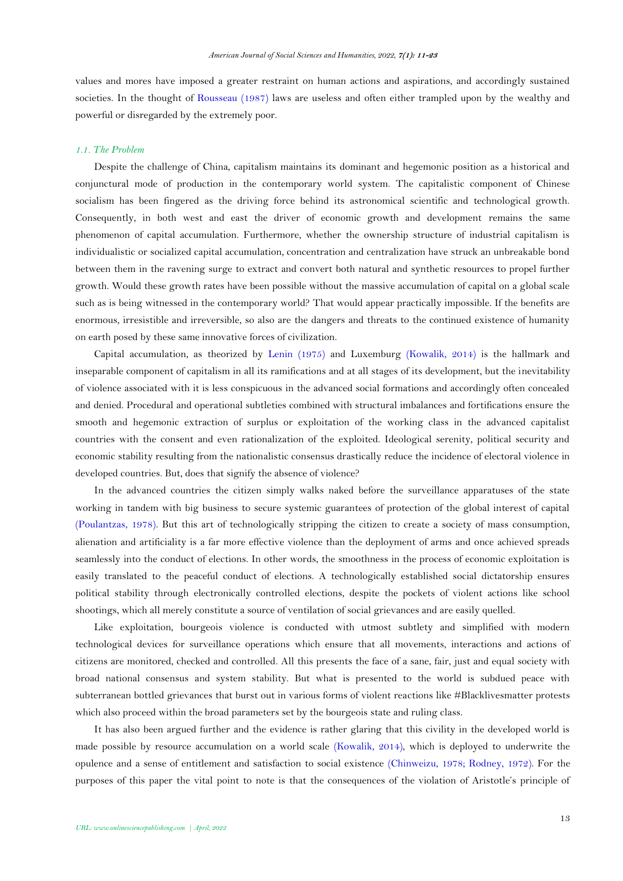values and mores have imposed a greater restraint on human actions and aspirations, and accordingly sustained societies. In the thought of Rousseau (1987) laws are useless and often either trampled upon by the wealthy and powerful or disregarded by the extremely poor.

### *1.1. The Problem*

Despite the challenge of China, capitalism maintains its dominant and hegemonic position as a historical and conjunctural mode of production in the contemporary world system. The capitalistic component of Chinese socialism has been fingered as the driving force behind its astronomical scientific and technological growth. Consequently, in both west and east the driver of economic growth and development remains the same phenomenon of capital accumulation. Furthermore, whether the ownership structure of industrial capitalism is individualistic or socialized capital accumulation, concentration and centralization have struck an unbreakable bond between them in the ravening surge to extract and convert both natural and synthetic resources to propel further growth. Would these growth rates have been possible without the massive accumulation of capital on a global scale such as is being witnessed in the contemporary world? That would appear practically impossible. If the benefits are enormous, irresistible and irreversible, so also are the dangers and threats to the continued existence of humanity on earth posed by these same innovative forces of civilization.

Capital accumulation, as theorized by Lenin (1975) and Luxemburg (Kowalik, 2014) is the hallmark and inseparable component of capitalism in all its ramifications and at all stages of its development, but the inevitability of violence associated with it is less conspicuous in the advanced social formations and accordingly often concealed and denied. Procedural and operational subtleties combined with structural imbalances and fortifications ensure the smooth and hegemonic extraction of surplus or exploitation of the working class in the advanced capitalist countries with the consent and even rationalization of the exploited. Ideological serenity, political security and economic stability resulting from the nationalistic consensus drastically reduce the incidence of electoral violence in developed countries. But, does that signify the absence of violence?

In the advanced countries the citizen simply walks naked before the surveillance apparatuses of the state working in tandem with big business to secure systemic guarantees of protection of the global interest of capital (Poulantzas, 1978). But this art of technologically stripping the citizen to create a society of mass consumption, alienation and artificiality is a far more effective violence than the deployment of arms and once achieved spreads seamlessly into the conduct of elections. In other words, the smoothness in the process of economic exploitation is easily translated to the peaceful conduct of elections. A technologically established social dictatorship ensures political stability through electronically controlled elections, despite the pockets of violent actions like school shootings, which all merely constitute a source of ventilation of social grievances and are easily quelled.

Like exploitation, bourgeois violence is conducted with utmost subtlety and simplified with modern technological devices for surveillance operations which ensure that all movements, interactions and actions of citizens are monitored, checked and controlled. All this presents the face of a sane, fair, just and equal society with broad national consensus and system stability. But what is presented to the world is subdued peace with subterranean bottled grievances that burst out in various forms of violent reactions like #Blacklivesmatter protests which also proceed within the broad parameters set by the bourgeois state and ruling class.

It has also been argued further and the evidence is rather glaring that this civility in the developed world is made possible by resource accumulation on a world scale (Kowalik, 2014), which is deployed to underwrite the opulence and a sense of entitlement and satisfaction to social existence (Chinweizu, 1978; Rodney, 1972). For the purposes of this paper the vital point to note is that the consequences of the violation of Aristotle's principle of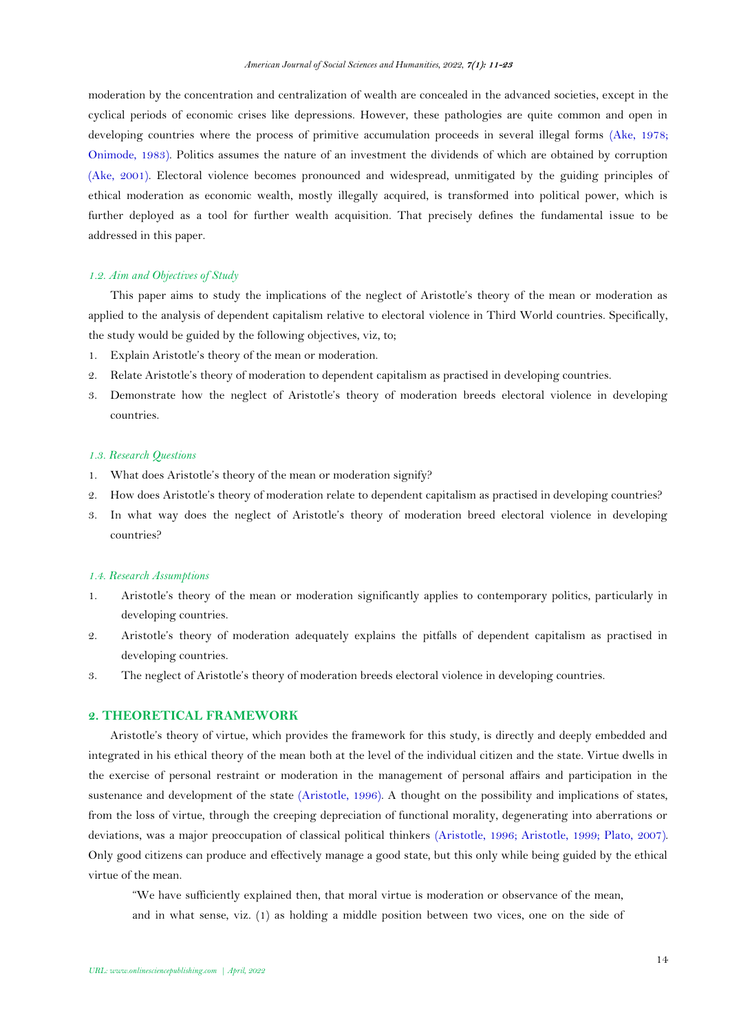moderation by the concentration and centralization of wealth are concealed in the advanced societies, except in the cyclical periods of economic crises like depressions. However, these pathologies are quite common and open in developing countries where the process of primitive accumulation proceeds in several illegal forms (Ake, 1978; Onimode, 1983). Politics assumes the nature of an investment the dividends of which are obtained by corruption (Ake, 2001). Electoral violence becomes pronounced and widespread, unmitigated by the guiding principles of ethical moderation as economic wealth, mostly illegally acquired, is transformed into political power, which is further deployed as a tool for further wealth acquisition. That precisely defines the fundamental issue to be addressed in this paper.

### 1.2. Aim and Objectives of Study

This paper aims to study the implications of the neglect of Aristotle's theory of the mean or moderation as applied to the analysis of dependent capitalism relative to electoral violence in Third World countries. Specifically, the study would be guided by the following objectives, viz, to;

1. Explain Aristotle's theory of the mean or moderation.
2. Relate Aristotle's theory of moderation to dependent capitalism as practised in developing countries.
3. Demonstrate how the neglect of Aristotle's theory of moderation breeds electoral violence in developing countries.

### 1.3. Research Questions

1. What does Aristotle's theory of the mean or moderation signify?
2. How does Aristotle's theory of moderation relate to dependent capitalism as practised in developing countries?
3. In what way does the neglect of Aristotle's theory of moderation breed electoral violence in developing countries?

### 1.4. Research Assumptions

1. Aristotle's theory of the mean or moderation significantly applies to contemporary politics, particularly in developing countries.
2. Aristotle's theory of moderation adequately explains the pitfalls of dependent capitalism as practised in developing countries.
3. The neglect of Aristotle's theory of moderation breeds electoral violence in developing countries.

## 2. THEORETICAL FRAMEWORK

Aristotle's theory of virtue, which provides the framework for this study, is directly and deeply embedded and integrated in his ethical theory of the mean both at the level of the individual citizen and the state. Virtue dwells in the exercise of personal restraint or moderation in the management of personal affairs and participation in the sustenance and development of the state (Aristotle, 1996). A thought on the possibility and implications of states, from the loss of virtue, through the creeping depreciation of functional morality, degenerating into aberrations or deviations, was a major preoccupation of classical political thinkers (Aristotle, 1996; Aristotle, 1999; Plato, 2007). Only good citizens can produce and effectively manage a good state, but this only while being guided by the ethical virtue of the mean.

> "We have sufficiently explained then, that moral virtue is moderation or observance of the mean, and in what sense, viz. (1) as holding a middle position between two vices, one on the side of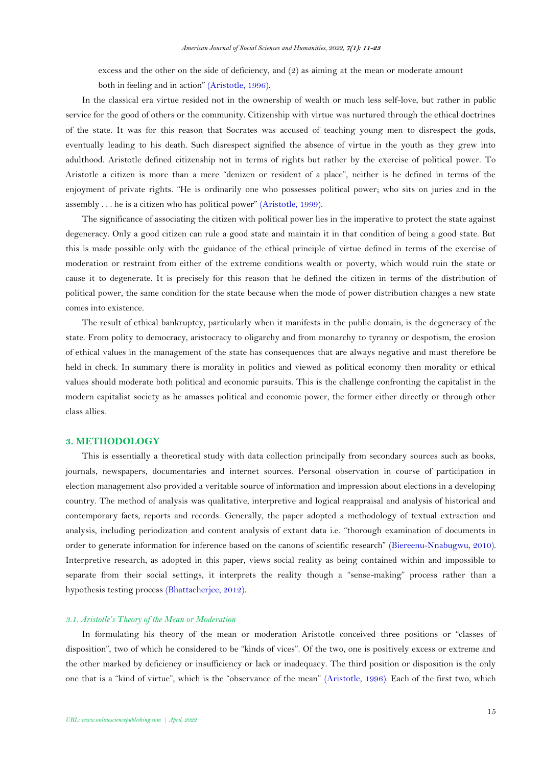excess and the other on the side of deficiency, and (2) as aiming at the mean or moderate amount both in feeling and in action" (Aristotle, 1996).

In the classical era virtue resided not in the ownership of wealth or much less self-love, but rather in public service for the good of others or the community. Citizenship with virtue was nurtured through the ethical doctrines of the state. It was for this reason that Socrates was accused of teaching young men to disrespect the gods, eventually leading to his death. Such disrespect signified the absence of virtue in the youth as they grew into adulthood. Aristotle defined citizenship not in terms of rights but rather by the exercise of political power. To Aristotle a citizen is more than a mere "denizen or resident of a place", neither is he defined in terms of the enjoyment of private rights. "He is ordinarily one who possesses political power; who sits on juries and in the assembly . . . he is a citizen who has political power" (Aristotle, 1999).

The significance of associating the citizen with political power lies in the imperative to protect the state against degeneracy. Only a good citizen can rule a good state and maintain it in that condition of being a good state. But this is made possible only with the guidance of the ethical principle of virtue defined in terms of the exercise of moderation or restraint from either of the extreme conditions wealth or poverty, which would ruin the state or cause it to degenerate. It is precisely for this reason that he defined the citizen in terms of the distribution of political power, the same condition for the state because when the mode of power distribution changes a new state comes into existence.

The result of ethical bankruptcy, particularly when it manifests in the public domain, is the degeneracy of the state. From polity to democracy, aristocracy to oligarchy and from monarchy to tyranny or despotism, the erosion of ethical values in the management of the state has consequences that are always negative and must therefore be held in check. In summary there is morality in politics and viewed as political economy then morality or ethical values should moderate both political and economic pursuits. This is the challenge confronting the capitalist in the modern capitalist society as he amasses political and economic power, the former either directly or through other class allies.

## 3. METHODOLOGY

This is essentially a theoretical study with data collection principally from secondary sources such as books, journals, newspapers, documentaries and internet sources. Personal observation in course of participation in election management also provided a veritable source of information and impression about elections in a developing country. The method of analysis was qualitative, interpretive and logical reappraisal and analysis of historical and contemporary facts, reports and records. Generally, the paper adopted a methodology of textual extraction and analysis, including periodization and content analysis of extant data i.e. "thorough examination of documents in order to generate information for inference based on the canons of scientific research" (Biereenu-Nnabugwu, 2010). Interpretive research, as adopted in this paper, views social reality as being contained within and impossible to separate from their social settings, it interprets the reality though a "sense-making" process rather than a hypothesis testing process (Bhattacherjee, 2012).

### *3.1. Aristotle's Theory of the Mean or Moderation*

In formulating his theory of the mean or moderation Aristotle conceived three positions or "classes of disposition", two of which he considered to be "kinds of vices". Of the two, one is positively excess or extreme and the other marked by deficiency or insufficiency or lack or inadequacy. The third position or disposition is the only one that is a "kind of virtue", which is the "observance of the mean" (Aristotle, 1996). Each of the first two, which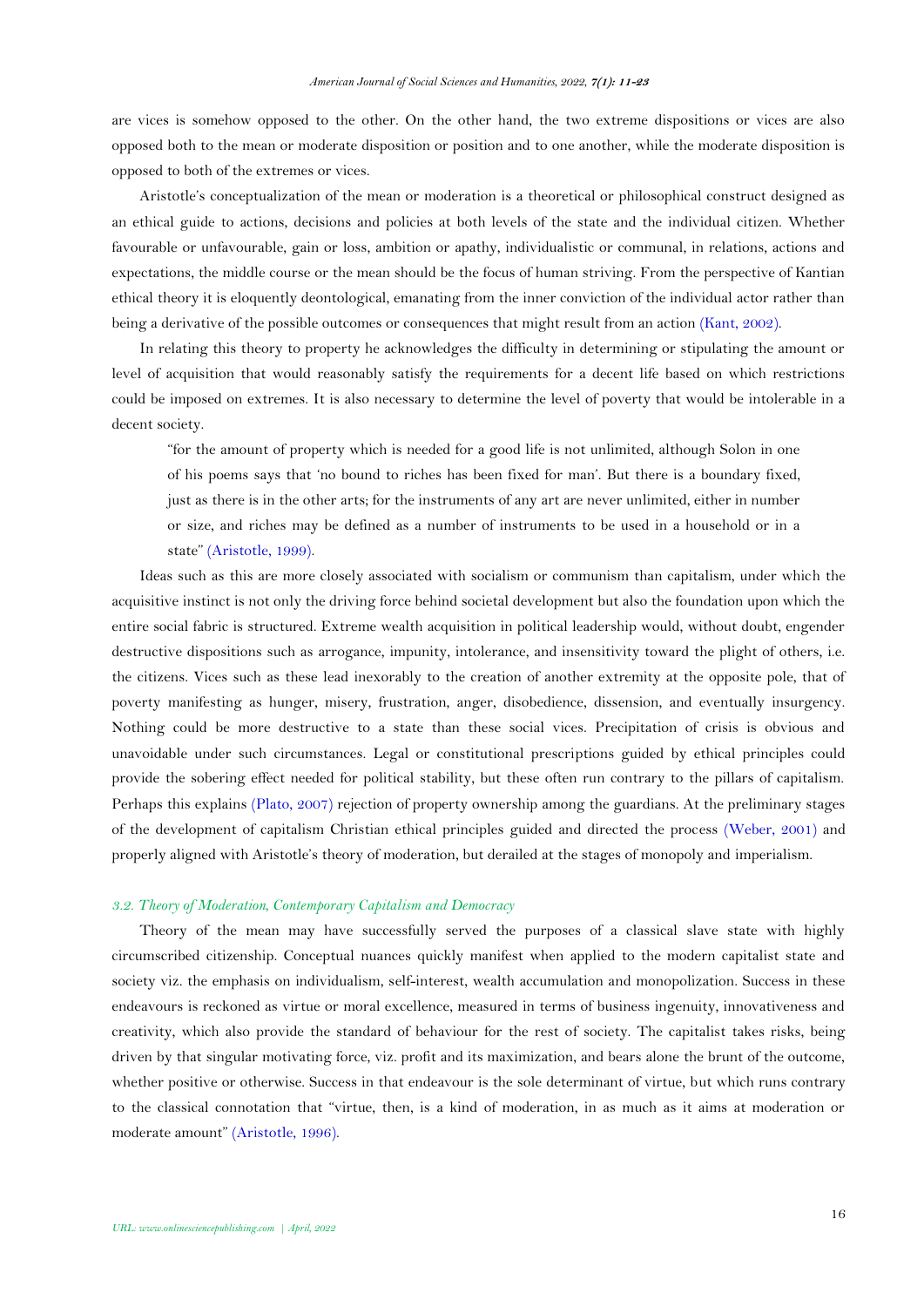are vices is somehow opposed to the other. On the other hand, the two extreme dispositions or vices are also opposed both to the mean or moderate disposition or position and to one another, while the moderate disposition is opposed to both of the extremes or vices.

Aristotle's conceptualization of the mean or moderation is a theoretical or philosophical construct designed as an ethical guide to actions, decisions and policies at both levels of the state and the individual citizen. Whether favourable or unfavourable, gain or loss, ambition or apathy, individualistic or communal, in relations, actions and expectations, the middle course or the mean should be the focus of human striving. From the perspective of Kantian ethical theory it is eloquently deontological, emanating from the inner conviction of the individual actor rather than being a derivative of the possible outcomes or consequences that might result from an action (Kant, 2002).

In relating this theory to property he acknowledges the difficulty in determining or stipulating the amount or level of acquisition that would reasonably satisfy the requirements for a decent life based on which restrictions could be imposed on extremes. It is also necessary to determine the level of poverty that would be intolerable in a decent society.

> "for the amount of property which is needed for a good life is not unlimited, although Solon in one of his poems says that 'no bound to riches has been fixed for man'. But there is a boundary fixed, just as there is in the other arts; for the instruments of any art are never unlimited, either in number or size, and riches may be defined as a number of instruments to be used in a household or in a state" (Aristotle, 1999).

Ideas such as this are more closely associated with socialism or communism than capitalism, under which the acquisitive instinct is not only the driving force behind societal development but also the foundation upon which the entire social fabric is structured. Extreme wealth acquisition in political leadership would, without doubt, engender destructive dispositions such as arrogance, impunity, intolerance, and insensitivity toward the plight of others, i.e. the citizens. Vices such as these lead inexorably to the creation of another extremity at the opposite pole, that of poverty manifesting as hunger, misery, frustration, anger, disobedience, dissension, and eventually insurgency. Nothing could be more destructive to a state than these social vices. Precipitation of crisis is obvious and unavoidable under such circumstances. Legal or constitutional prescriptions guided by ethical principles could provide the sobering effect needed for political stability, but these often run contrary to the pillars of capitalism. Perhaps this explains (Plato, 2007) rejection of property ownership among the guardians. At the preliminary stages of the development of capitalism Christian ethical principles guided and directed the process (Weber, 2001) and properly aligned with Aristotle's theory of moderation, but derailed at the stages of monopoly and imperialism.

### *3.2. Theory of Moderation, Contemporary Capitalism and Democracy*

Theory of the mean may have successfully served the purposes of a classical slave state with highly circumscribed citizenship. Conceptual nuances quickly manifest when applied to the modern capitalist state and society viz. the emphasis on individualism, self-interest, wealth accumulation and monopolization. Success in these endeavours is reckoned as virtue or moral excellence, measured in terms of business ingenuity, innovativeness and creativity, which also provide the standard of behaviour for the rest of society. The capitalist takes risks, being driven by that singular motivating force, viz. profit and its maximization, and bears alone the brunt of the outcome, whether positive or otherwise. Success in that endeavour is the sole determinant of virtue, but which runs contrary to the classical connotation that "virtue, then, is a kind of moderation, in as much as it aims at moderation or moderate amount" (Aristotle, 1996).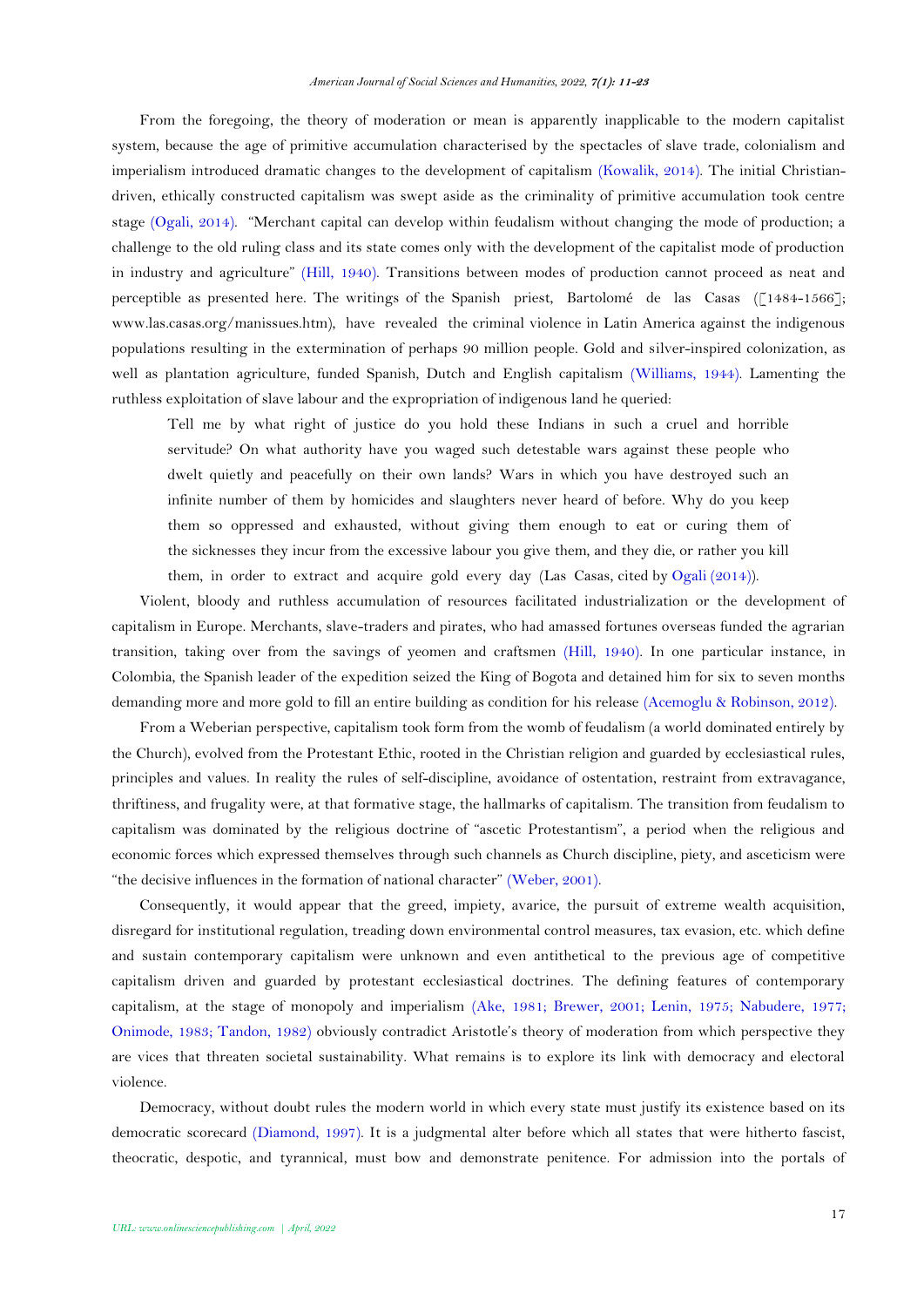From the foregoing, the theory of moderation or mean is apparently inapplicable to the modern capitalist system, because the age of primitive accumulation characterised by the spectacles of slave trade, colonialism and imperialism introduced dramatic changes to the development of capitalism (Kowalik, 2014). The initial Christian-driven, ethically constructed capitalism was swept aside as the criminality of primitive accumulation took centre stage (Ogali, 2014). "Merchant capital can develop within feudalism without changing the mode of production; a challenge to the old ruling class and its state comes only with the development of the capitalist mode of production in industry and agriculture" (Hill, 1940). Transitions between modes of production cannot proceed as neat and perceptible as presented here. The writings of the Spanish priest, Bartolomé de las Casas ([1484-1566]; www.las.casas.org/manissues.htm), have revealed the criminal violence in Latin America against the indigenous populations resulting in the extermination of perhaps 90 million people. Gold and silver-inspired colonization, as well as plantation agriculture, funded Spanish, Dutch and English capitalism (Williams, 1944). Lamenting the ruthless exploitation of slave labour and the expropriation of indigenous land he queried:

> Tell me by what right of justice do you hold these Indians in such a cruel and horrible servitude? On what authority have you waged such detestable wars against these people who dwelt quietly and peacefully on their own lands? Wars in which you have destroyed such an infinite number of them by homicides and slaughters never heard of before. Why do you keep them so oppressed and exhausted, without giving them enough to eat or curing them of the sicknesses they incur from the excessive labour you give them, and they die, or rather you kill them, in order to extract and acquire gold every day (Las Casas, cited by Ogali (2014)).

Violent, bloody and ruthless accumulation of resources facilitated industrialization or the development of capitalism in Europe. Merchants, slave-traders and pirates, who had amassed fortunes overseas funded the agrarian transition, taking over from the savings of yeomen and craftsmen (Hill, 1940). In one particular instance, in Colombia, the Spanish leader of the expedition seized the King of Bogota and detained him for six to seven months demanding more and more gold to fill an entire building as condition for his release (Acemoglu & Robinson, 2012).

From a Weberian perspective, capitalism took form from the womb of feudalism (a world dominated entirely by the Church), evolved from the Protestant Ethic, rooted in the Christian religion and guarded by ecclesiastical rules, principles and values. In reality the rules of self-discipline, avoidance of ostentation, restraint from extravagance, thriftiness, and frugality were, at that formative stage, the hallmarks of capitalism. The transition from feudalism to capitalism was dominated by the religious doctrine of "ascetic Protestantism", a period when the religious and economic forces which expressed themselves through such channels as Church discipline, piety, and asceticism were "the decisive influences in the formation of national character" (Weber, 2001).

Consequently, it would appear that the greed, impiety, avarice, the pursuit of extreme wealth acquisition, disregard for institutional regulation, treading down environmental control measures, tax evasion, etc. which define and sustain contemporary capitalism were unknown and even antithetical to the previous age of competitive capitalism driven and guarded by protestant ecclesiastical doctrines. The defining features of contemporary capitalism, at the stage of monopoly and imperialism (Ake, 1981; Brewer, 2001; Lenin, 1975; Nabudere, 1977; Onimode, 1983; Tandon, 1982) obviously contradict Aristotle's theory of moderation from which perspective they are vices that threaten societal sustainability. What remains is to explore its link with democracy and electoral violence.

Democracy, without doubt rules the modern world in which every state must justify its existence based on its democratic scorecard (Diamond, 1997). It is a judgmental alter before which all states that were hitherto fascist, theocratic, despotic, and tyrannical, must bow and demonstrate penitence. For admission into the portals of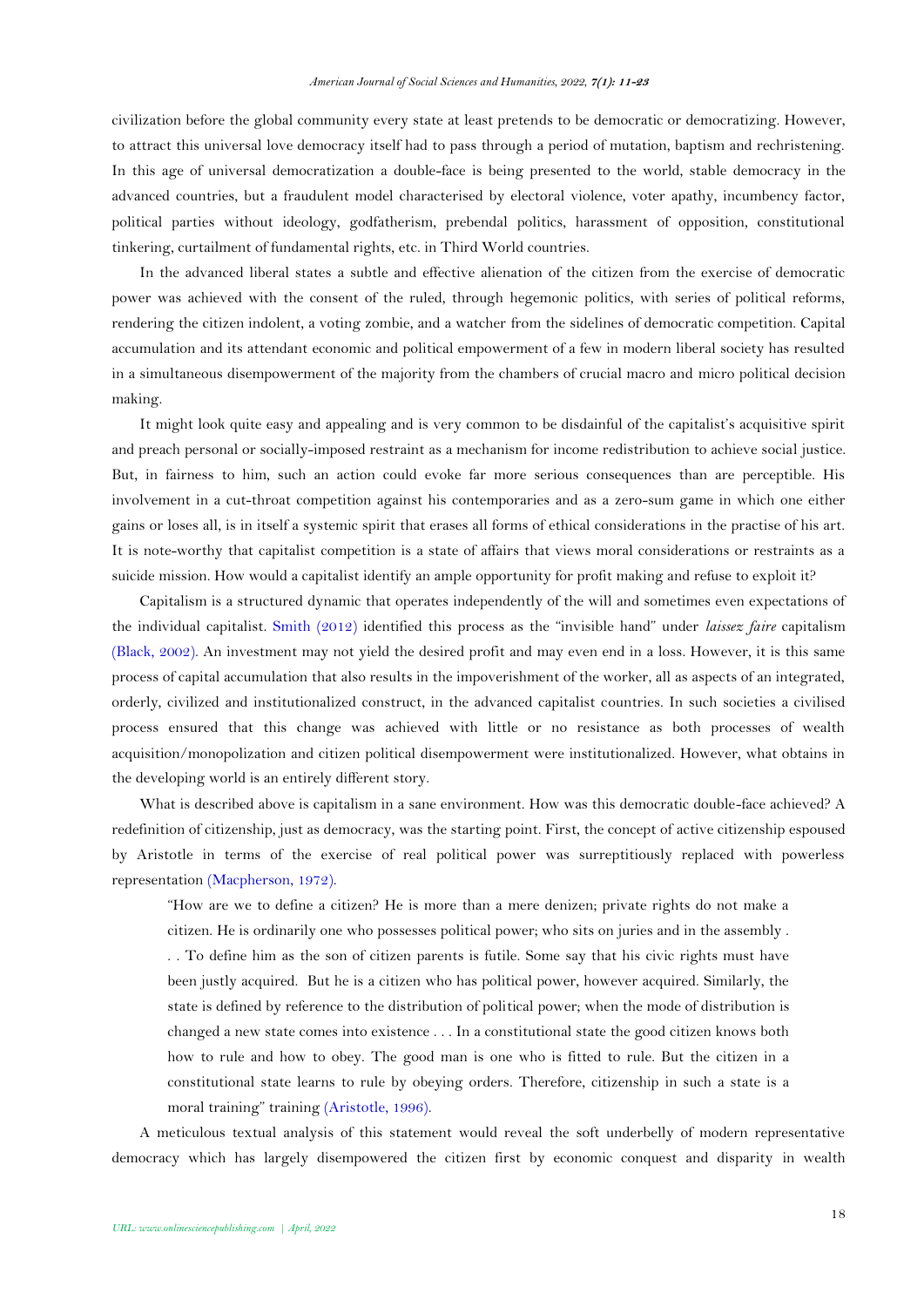civilization before the global community every state at least pretends to be democratic or democratizing. However, to attract this universal love democracy itself had to pass through a period of mutation, baptism and rechristening. In this age of universal democratization a double-face is being presented to the world, stable democracy in the advanced countries, but a fraudulent model characterised by electoral violence, voter apathy, incumbency factor, political parties without ideology, godfatherism, prebendal politics, harassment of opposition, constitutional tinkering, curtailment of fundamental rights, etc. in Third World countries.

In the advanced liberal states a subtle and effective alienation of the citizen from the exercise of democratic power was achieved with the consent of the ruled, through hegemonic politics, with series of political reforms, rendering the citizen indolent, a voting zombie, and a watcher from the sidelines of democratic competition. Capital accumulation and its attendant economic and political empowerment of a few in modern liberal society has resulted in a simultaneous disempowerment of the majority from the chambers of crucial macro and micro political decision making.

It might look quite easy and appealing and is very common to be disdainful of the capitalist's acquisitive spirit and preach personal or socially-imposed restraint as a mechanism for income redistribution to achieve social justice. But, in fairness to him, such an action could evoke far more serious consequences than are perceptible. His involvement in a cut-throat competition against his contemporaries and as a zero-sum game in which one either gains or loses all, is in itself a systemic spirit that erases all forms of ethical considerations in the practise of his art. It is note-worthy that capitalist competition is a state of affairs that views moral considerations or restraints as a suicide mission. How would a capitalist identify an ample opportunity for profit making and refuse to exploit it?

Capitalism is a structured dynamic that operates independently of the will and sometimes even expectations of the individual capitalist. Smith (2012) identified this process as the "invisible hand" under *laissez faire* capitalism (Black, 2002). An investment may not yield the desired profit and may even end in a loss. However, it is this same process of capital accumulation that also results in the impoverishment of the worker, all as aspects of an integrated, orderly, civilized and institutionalized construct, in the advanced capitalist countries. In such societies a civilised process ensured that this change was achieved with little or no resistance as both processes of wealth acquisition/monopolization and citizen political disempowerment were institutionalized. However, what obtains in the developing world is an entirely different story.

What is described above is capitalism in a sane environment. How was this democratic double-face achieved? A redefinition of citizenship, just as democracy, was the starting point. First, the concept of active citizenship espoused by Aristotle in terms of the exercise of real political power was surreptitiously replaced with powerless representation (Macpherson, 1972).

> "How are we to define a citizen? He is more than a mere denizen; private rights do not make a citizen. He is ordinarily one who possesses political power; who sits on juries and in the assembly . . . To define him as the son of citizen parents is futile. Some say that his civic rights must have been justly acquired. But he is a citizen who has political power, however acquired. Similarly, the state is defined by reference to the distribution of political power; when the mode of distribution is changed a new state comes into existence . . . In a constitutional state the good citizen knows both how to rule and how to obey. The good man is one who is fitted to rule. But the citizen in a constitutional state learns to rule by obeying orders. Therefore, citizenship in such a state is a moral training" training (Aristotle, 1996).

A meticulous textual analysis of this statement would reveal the soft underbelly of modern representative democracy which has largely disempowered the citizen first by economic conquest and disparity in wealth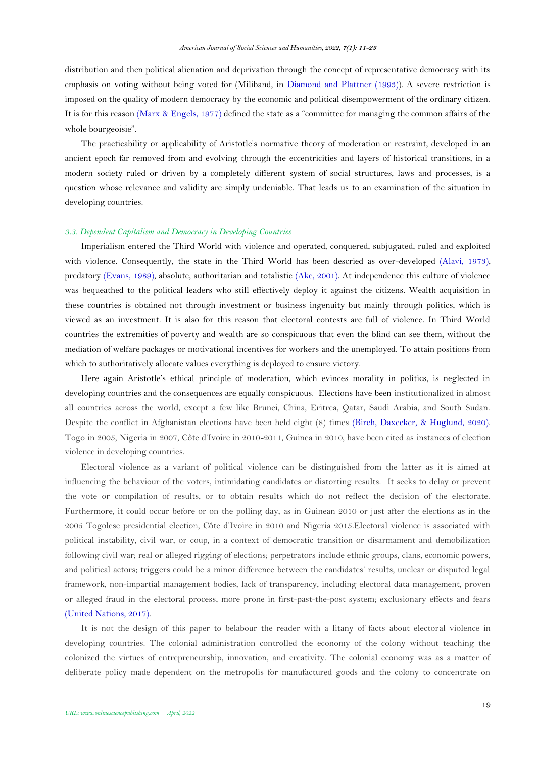distribution and then political alienation and deprivation through the concept of representative democracy with its emphasis on voting without being voted for (Miliband, in Diamond and Plattner (1993)). A severe restriction is imposed on the quality of modern democracy by the economic and political disempowerment of the ordinary citizen. It is for this reason (Marx & Engels, 1977) defined the state as a "committee for managing the common affairs of the whole bourgeoisie".

The practicability or applicability of Aristotle's normative theory of moderation or restraint, developed in an ancient epoch far removed from and evolving through the eccentricities and layers of historical transitions, in a modern society ruled or driven by a completely different system of social structures, laws and processes, is a question whose relevance and validity are simply undeniable. That leads us to an examination of the situation in developing countries.

### *3.3. Dependent Capitalism and Democracy in Developing Countries*

Imperialism entered the Third World with violence and operated, conquered, subjugated, ruled and exploited with violence. Consequently, the state in the Third World has been descried as over-developed (Alavi, 1973), predatory (Evans, 1989), absolute, authoritarian and totalistic (Ake, 2001). At independence this culture of violence was bequeathed to the political leaders who still effectively deploy it against the citizens. Wealth acquisition in these countries is obtained not through investment or business ingenuity but mainly through politics, which is viewed as an investment. It is also for this reason that electoral contests are full of violence. In Third World countries the extremities of poverty and wealth are so conspicuous that even the blind can see them, without the mediation of welfare packages or motivational incentives for workers and the unemployed. To attain positions from which to authoritatively allocate values everything is deployed to ensure victory.

Here again Aristotle's ethical principle of moderation, which evinces morality in politics, is neglected in developing countries and the consequences are equally conspicuous. Elections have been institutionalized in almost all countries across the world, except a few like Brunei, China, Eritrea, Qatar, Saudi Arabia, and South Sudan. Despite the conflict in Afghanistan elections have been held eight (8) times (Birch, Daxecker, & Huglund, 2020). Togo in 2005, Nigeria in 2007, Côte d'Ivoire in 2010-2011, Guinea in 2010, have been cited as instances of election violence in developing countries.

Electoral violence as a variant of political violence can be distinguished from the latter as it is aimed at influencing the behaviour of the voters, intimidating candidates or distorting results. It seeks to delay or prevent the vote or compilation of results, or to obtain results which do not reflect the decision of the electorate. Furthermore, it could occur before or on the polling day, as in Guinean 2010 or just after the elections as in the 2005 Togolese presidential election, Côte d'Ivoire in 2010 and Nigeria 2015.Electoral violence is associated with political instability, civil war, or coup, in a context of democratic transition or disarmament and demobilization following civil war; real or alleged rigging of elections; perpetrators include ethnic groups, clans, economic powers, and political actors; triggers could be a minor difference between the candidates' results, unclear or disputed legal framework, non-impartial management bodies, lack of transparency, including electoral data management, proven or alleged fraud in the electoral process, more prone in first-past-the-post system; exclusionary effects and fears (United Nations, 2017).

It is not the design of this paper to belabour the reader with a litany of facts about electoral violence in developing countries. The colonial administration controlled the economy of the colony without teaching the colonized the virtues of entrepreneurship, innovation, and creativity. The colonial economy was as a matter of deliberate policy made dependent on the metropolis for manufactured goods and the colony to concentrate on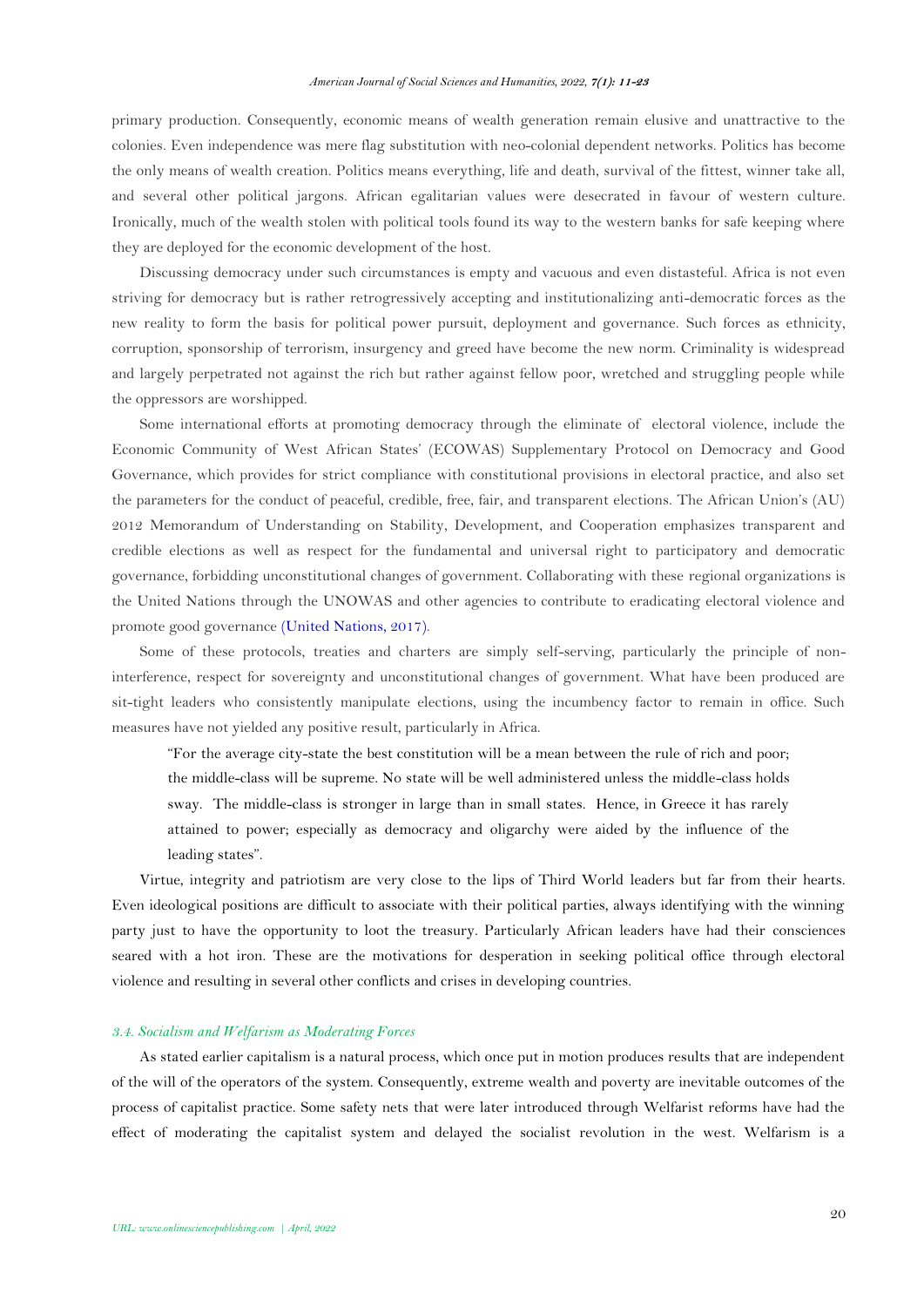primary production. Consequently, economic means of wealth generation remain elusive and unattractive to the colonies. Even independence was mere flag substitution with neo-colonial dependent networks. Politics has become the only means of wealth creation. Politics means everything, life and death, survival of the fittest, winner take all, and several other political jargons. African egalitarian values were desecrated in favour of western culture. Ironically, much of the wealth stolen with political tools found its way to the western banks for safe keeping where they are deployed for the economic development of the host.

Discussing democracy under such circumstances is empty and vacuous and even distasteful. Africa is not even striving for democracy but is rather retrogressively accepting and institutionalizing anti-democratic forces as the new reality to form the basis for political power pursuit, deployment and governance. Such forces as ethnicity, corruption, sponsorship of terrorism, insurgency and greed have become the new norm. Criminality is widespread and largely perpetrated not against the rich but rather against fellow poor, wretched and struggling people while the oppressors are worshipped.

Some international efforts at promoting democracy through the eliminate of electoral violence, include the Economic Community of West African States' (ECOWAS) Supplementary Protocol on Democracy and Good Governance, which provides for strict compliance with constitutional provisions in electoral practice, and also set the parameters for the conduct of peaceful, credible, free, fair, and transparent elections. The African Union's (AU) 2012 Memorandum of Understanding on Stability, Development, and Cooperation emphasizes transparent and credible elections as well as respect for the fundamental and universal right to participatory and democratic governance, forbidding unconstitutional changes of government. Collaborating with these regional organizations is the United Nations through the UNOWAS and other agencies to contribute to eradicating electoral violence and promote good governance (United Nations, 2017).

Some of these protocols, treaties and charters are simply self-serving, particularly the principle of non-interference, respect for sovereignty and unconstitutional changes of government. What have been produced are sit-tight leaders who consistently manipulate elections, using the incumbency factor to remain in office. Such measures have not yielded any positive result, particularly in Africa.

> "For the average city-state the best constitution will be a mean between the rule of rich and poor; the middle-class will be supreme. No state will be well administered unless the middle-class holds sway. The middle-class is stronger in large than in small states. Hence, in Greece it has rarely attained to power; especially as democracy and oligarchy were aided by the influence of the leading states".

Virtue, integrity and patriotism are very close to the lips of Third World leaders but far from their hearts. Even ideological positions are difficult to associate with their political parties, always identifying with the winning party just to have the opportunity to loot the treasury. Particularly African leaders have had their consciences seared with a hot iron. These are the motivations for desperation in seeking political office through electoral violence and resulting in several other conflicts and crises in developing countries.

### *3.4. Socialism and Welfarism as Moderating Forces*

As stated earlier capitalism is a natural process, which once put in motion produces results that are independent of the will of the operators of the system. Consequently, extreme wealth and poverty are inevitable outcomes of the process of capitalist practice. Some safety nets that were later introduced through Welfarist reforms have had the effect of moderating the capitalist system and delayed the socialist revolution in the west. Welfarism is a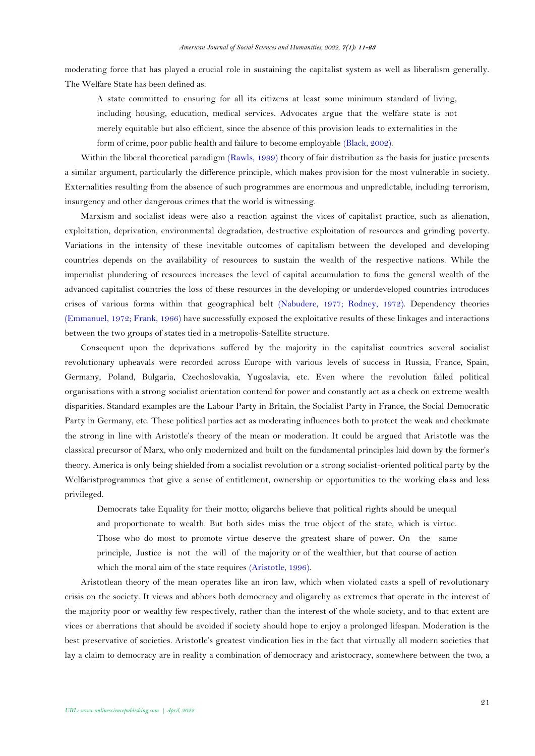moderating force that has played a crucial role in sustaining the capitalist system as well as liberalism generally. The Welfare State has been defined as:

> A state committed to ensuring for all its citizens at least some minimum standard of living, including housing, education, medical services. Advocates argue that the welfare state is not merely equitable but also efficient, since the absence of this provision leads to externalities in the form of crime, poor public health and failure to become employable (Black, 2002).

Within the liberal theoretical paradigm (Rawls, 1999) theory of fair distribution as the basis for justice presents a similar argument, particularly the difference principle, which makes provision for the most vulnerable in society. Externalities resulting from the absence of such programmes are enormous and unpredictable, including terrorism, insurgency and other dangerous crimes that the world is witnessing.

Marxism and socialist ideas were also a reaction against the vices of capitalist practice, such as alienation, exploitation, deprivation, environmental degradation, destructive exploitation of resources and grinding poverty. Variations in the intensity of these inevitable outcomes of capitalism between the developed and developing countries depends on the availability of resources to sustain the wealth of the respective nations. While the imperialist plundering of resources increases the level of capital accumulation to funs the general wealth of the advanced capitalist countries the loss of these resources in the developing or underdeveloped countries introduces crises of various forms within that geographical belt (Nabudere, 1977; Rodney, 1972). Dependency theories (Emmanuel, 1972; Frank, 1966) have successfully exposed the exploitative results of these linkages and interactions between the two groups of states tied in a metropolis-Satellite structure.

Consequent upon the deprivations suffered by the majority in the capitalist countries several socialist revolutionary upheavals were recorded across Europe with various levels of success in Russia, France, Spain, Germany, Poland, Bulgaria, Czechoslovakia, Yugoslavia, etc. Even where the revolution failed political organisations with a strong socialist orientation contend for power and constantly act as a check on extreme wealth disparities. Standard examples are the Labour Party in Britain, the Socialist Party in France, the Social Democratic Party in Germany, etc. These political parties act as moderating influences both to protect the weak and checkmate the strong in line with Aristotle's theory of the mean or moderation. It could be argued that Aristotle was the classical precursor of Marx, who only modernized and built on the fundamental principles laid down by the former's theory. America is only being shielded from a socialist revolution or a strong socialist-oriented political party by the Welfaristprogrammes that give a sense of entitlement, ownership or opportunities to the working class and less privileged.

> Democrats take Equality for their motto; oligarchs believe that political rights should be unequal and proportionate to wealth. But both sides miss the true object of the state, which is virtue. Those who do most to promote virtue deserve the greatest share of power. On the same principle, Justice is not the will of the majority or of the wealthier, but that course of action which the moral aim of the state requires (Aristotle, 1996).

Aristotlean theory of the mean operates like an iron law, which when violated casts a spell of revolutionary crisis on the society. It views and abhors both democracy and oligarchy as extremes that operate in the interest of the majority poor or wealthy few respectively, rather than the interest of the whole society, and to that extent are vices or aberrations that should be avoided if society should hope to enjoy a prolonged lifespan. Moderation is the best preservative of societies. Aristotle's greatest vindication lies in the fact that virtually all modern societies that lay a claim to democracy are in reality a combination of democracy and aristocracy, somewhere between the two, a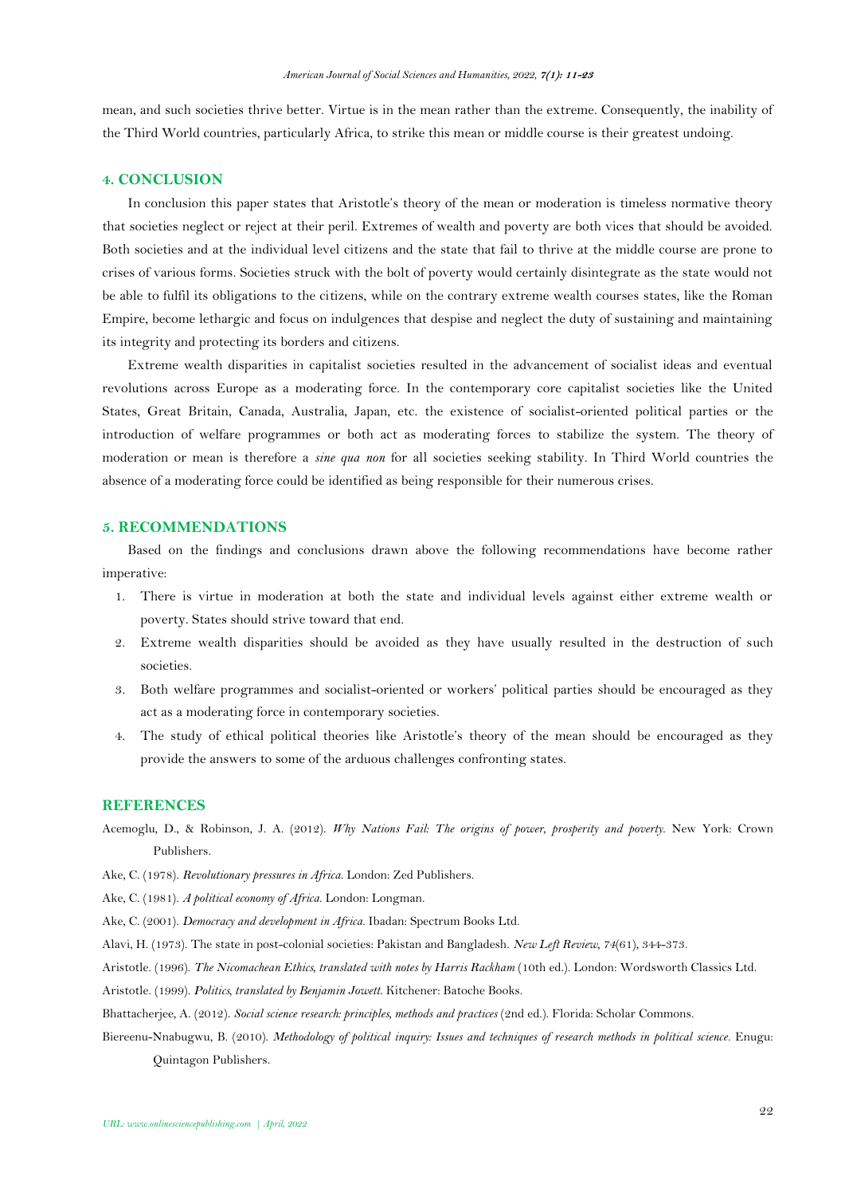mean, and such societies thrive better. Virtue is in the mean rather than the extreme. Consequently, the inability of the Third World countries, particularly Africa, to strike this mean or middle course is their greatest undoing.

## 4. CONCLUSION

In conclusion this paper states that Aristotle's theory of the mean or moderation is timeless normative theory that societies neglect or reject at their peril. Extremes of wealth and poverty are both vices that should be avoided. Both societies and at the individual level citizens and the state that fail to thrive at the middle course are prone to crises of various forms. Societies struck with the bolt of poverty would certainly disintegrate as the state would not be able to fulfil its obligations to the citizens, while on the contrary extreme wealth courses states, like the Roman Empire, become lethargic and focus on indulgences that despise and neglect the duty of sustaining and maintaining its integrity and protecting its borders and citizens.

Extreme wealth disparities in capitalist societies resulted in the advancement of socialist ideas and eventual revolutions across Europe as a moderating force. In the contemporary core capitalist societies like the United States, Great Britain, Canada, Australia, Japan, etc. the existence of socialist-oriented political parties or the introduction of welfare programmes or both act as moderating forces to stabilize the system. The theory of moderation or mean is therefore a *sine qua non* for all societies seeking stability. In Third World countries the absence of a moderating force could be identified as being responsible for their numerous crises.

## 5. RECOMMENDATIONS

Based on the findings and conclusions drawn above the following recommendations have become rather imperative:

1. There is virtue in moderation at both the state and individual levels against either extreme wealth or poverty. States should strive toward that end.
2. Extreme wealth disparities should be avoided as they have usually resulted in the destruction of such societies.
3. Both welfare programmes and socialist-oriented or workers' political parties should be encouraged as they act as a moderating force in contemporary societies.
4. The study of ethical political theories like Aristotle's theory of the mean should be encouraged as they provide the answers to some of the arduous challenges confronting states.

## REFERENCES

Acemoglu, D., & Robinson, J. A. (2012). *Why Nations Fail: The origins of power, prosperity and poverty*. New York: Crown Publishers.

Ake, C. (1978). *Revolutionary pressures in Africa*. London: Zed Publishers.

Ake, C. (1981). *A political economy of Africa*. London: Longman.

Ake, C. (2001). *Democracy and development in Africa*. Ibadan: Spectrum Books Ltd.

Alavi, H. (1973). The state in post-colonial societies: Pakistan and Bangladesh. *New Left Review, 74*(61), 344-373.

Aristotle. (1996). *The Nicomachean Ethics, translated with notes by Harris Rackham* (10th ed.). London: Wordsworth Classics Ltd.

Aristotle. (1999). *Politics, translated by Benjamin Jowett*. Kitchener: Batoche Books.

Bhattacherjee, A. (2012). *Social science research: principles, methods and practices* (2nd ed.). Florida: Scholar Commons.

Biereenu-Nnabugwu, B. (2010). *Methodology of political inquiry: Issues and techniques of research methods in political science*. Enugu: Quintagon Publishers.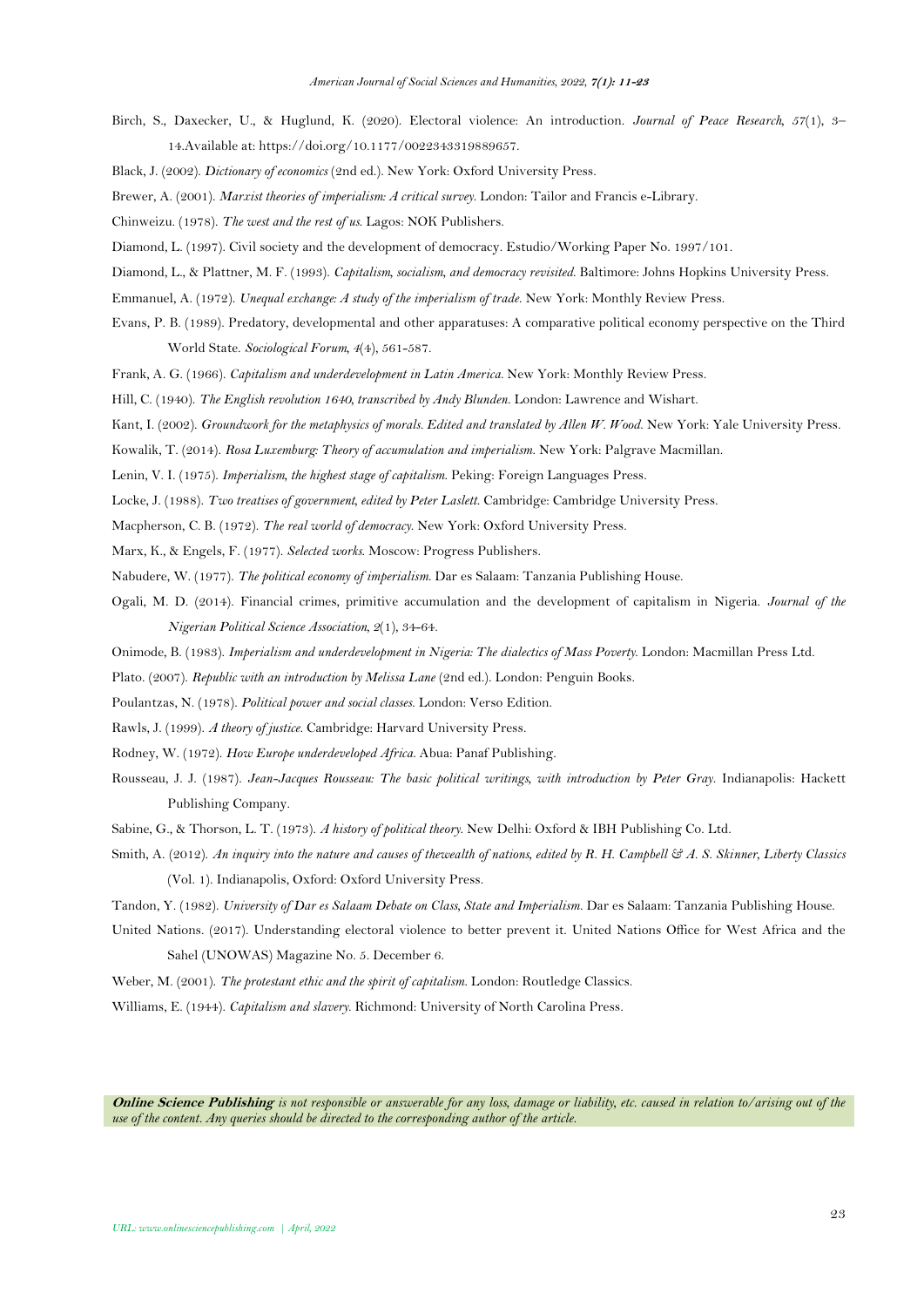Birch, S., Daxecker, U., & Huglund, K. (2020). Electoral violence: An introduction. *Journal of Peace Research, 57*(1), 3–14.Available at: https://doi.org/10.1177/0022343319889657.

Black, J. (2002). *Dictionary of economics* (2nd ed.). New York: Oxford University Press.

Brewer, A. (2001). *Marxist theories of imperialism: A critical survey*. London: Tailor and Francis e-Library.

Chinweizu. (1978). *The west and the rest of us*. Lagos: NOK Publishers.

Diamond, L. (1997). Civil society and the development of democracy. Estudio/Working Paper No. 1997/101.

Diamond, L., & Plattner, M. F. (1993). *Capitalism, socialism, and democracy revisited*. Baltimore: Johns Hopkins University Press.

Emmanuel, A. (1972). *Unequal exchange: A study of the imperialism of trade*. New York: Monthly Review Press.

Evans, P. B. (1989). Predatory, developmental and other apparatuses: A comparative political economy perspective on the Third World State. *Sociological Forum, 4*(4), 561-587.

Frank, A. G. (1966). *Capitalism and underdevelopment in Latin America*. New York: Monthly Review Press.

Hill, C. (1940). *The English revolution 1640, transcribed by Andy Blunden*. London: Lawrence and Wishart.

Kant, I. (2002). *Groundwork for the metaphysics of morals. Edited and translated by Allen W. Wood*. New York: Yale University Press.

Kowalik, T. (2014). *Rosa Luxemburg: Theory of accumulation and imperialism*. New York: Palgrave Macmillan.

Lenin, V. I. (1975). *Imperialism, the highest stage of capitalism*. Peking: Foreign Languages Press.

Locke, J. (1988). *Two treatises of government, edited by Peter Laslett*. Cambridge: Cambridge University Press.

Macpherson, C. B. (1972). *The real world of democracy*. New York: Oxford University Press.

Marx, K., & Engels, F. (1977). *Selected works*. Moscow: Progress Publishers.

Nabudere, W. (1977). *The political economy of imperialism*. Dar es Salaam: Tanzania Publishing House.

Ogali, M. D. (2014). Financial crimes, primitive accumulation and the development of capitalism in Nigeria. *Journal of the Nigerian Political Science Association, 2*(1), 34-64.

Onimode, B. (1983). *Imperialism and underdevelopment in Nigeria: The dialectics of Mass Poverty*. London: Macmillan Press Ltd.

Plato. (2007). *Republic with an introduction by Melissa Lane* (2nd ed.). London: Penguin Books.

Poulantzas, N. (1978). *Political power and social classes*. London: Verso Edition.

Rawls, J. (1999). *A theory of justice*. Cambridge: Harvard University Press.

Rodney, W. (1972). *How Europe underdeveloped Africa*. Abua: Panaf Publishing.

Rousseau, J. J. (1987). *Jean-Jacques Rousseau: The basic political writings, with introduction by Peter Gray*. Indianapolis: Hackett Publishing Company.

Sabine, G., & Thorson, L. T. (1973). *A history of political theory*. New Delhi: Oxford & IBH Publishing Co. Ltd.

Smith, A. (2012). *An inquiry into the nature and causes of thewealth of nations, edited by R. H. Campbell & A. S. Skinner, Liberty Classics* (Vol. 1). Indianapolis, Oxford: Oxford University Press.

Tandon, Y. (1982). *University of Dar es Salaam Debate on Class, State and Imperialism*. Dar es Salaam: Tanzania Publishing House.

United Nations. (2017). Understanding electoral violence to better prevent it. United Nations Office for West Africa and the Sahel (UNOWAS) Magazine No. 5. December 6.

Weber, M. (2001). *The protestant ethic and the spirit of capitalism*. London: Routledge Classics.

Williams, E. (1944). *Capitalism and slavery*. Richmond: University of North Carolina Press.

***Online Science Publishing** is not responsible or answerable for any loss, damage or liability, etc. caused in relation to/arising out of the use of the content. Any queries should be directed to the corresponding author of the article.*